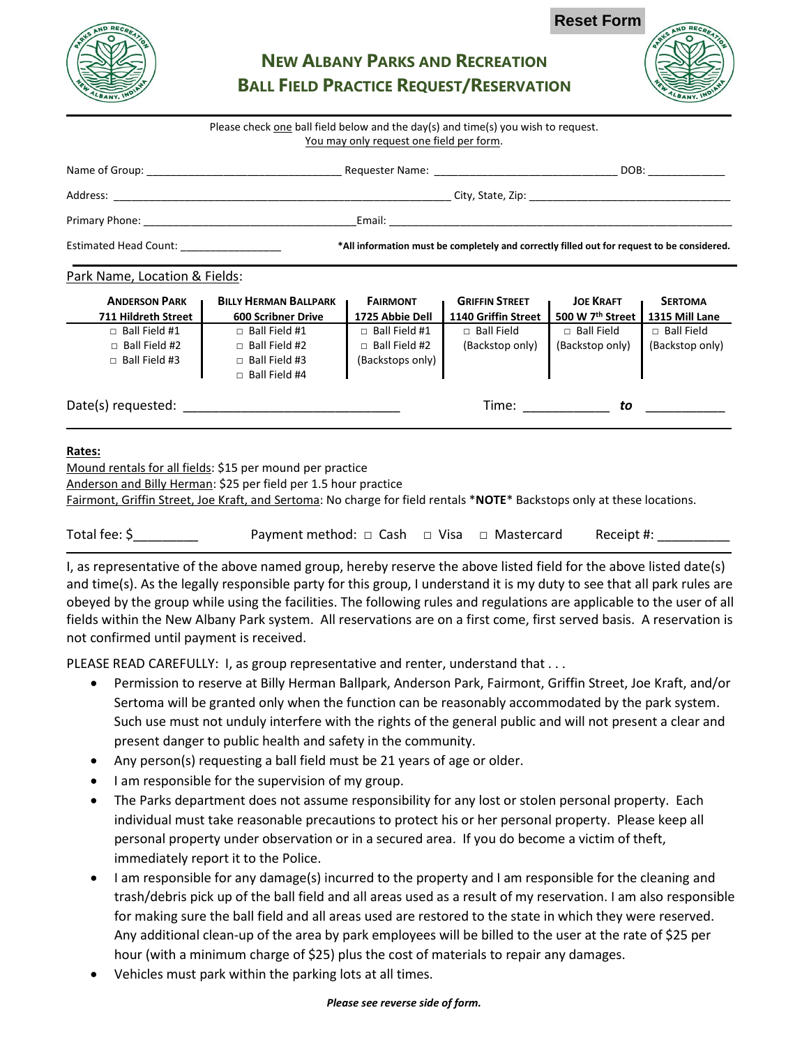Reset Form

# NEW ALBANY PARKS AND RECREATION
## BALL FIELD PRACTICE REQUEST/RESERVATION

Please check one ball field below and the day(s) and time(s) you wish to request.
You may only request one field per form.

Name of Group: ________________________________ Requester Name: ______________________________ DOB: _____________

Address: ________________________________________________________ City, State, Zip: _________________________________

Primary Phone: ___________________________________ Email: __________________________________________________________

Estimated Head Count: _________________ **\*All information must be completely and correctly filled out for request to be considered.**

Park Name, Location & Fields:

| **ANDERSON PARK** 711 Hildreth Street | **BILLY HERMAN BALLPARK** 600 Scribner Drive | **FAIRMONT** 1725 Abbie Dell | **GRIFFIN STREET** 1140 Griffin Street | **JOE KRAFT** 500 W 7th Street | **SERTOMA** 1315 Mill Lane |
|---|---|---|---|---|---|
| □ Ball Field #1 | □ Ball Field #1 | □ Ball Field #1 | □ Ball Field | □ Ball Field | □ Ball Field |
| □ Ball Field #2 | □ Ball Field #2 | □ Ball Field #2 | (Backstop only) | (Backstop only) | (Backstop only) |
| □ Ball Field #3 | □ Ball Field #3 | (Backstops only) | | | |
| | □ Ball Field #4 | | | | |

Date(s) requested: ______________________________ Time: ____________ *to* ___________

**Rates:**

Mound rentals for all fields: $15 per mound per practice
Anderson and Billy Herman: $25 per field per 1.5 hour practice
Fairmont, Griffin Street, Joe Kraft, and Sertoma: No charge for field rentals \***NOTE**\* Backstops only at these locations.

Total fee: $_________ Payment method: □ Cash □ Visa □ Mastercard Receipt #: __________

I, as representative of the above named group, hereby reserve the above listed field for the above listed date(s) and time(s). As the legally responsible party for this group, I understand it is my duty to see that all park rules are obeyed by the group while using the facilities. The following rules and regulations are applicable to the user of all fields within the New Albany Park system. All reservations are on a first come, first served basis. A reservation is not confirmed until payment is received.

PLEASE READ CAREFULLY: I, as group representative and renter, understand that . . .

- Permission to reserve at Billy Herman Ballpark, Anderson Park, Fairmont, Griffin Street, Joe Kraft, and/or Sertoma will be granted only when the function can be reasonably accommodated by the park system. Such use must not unduly interfere with the rights of the general public and will not present a clear and present danger to public health and safety in the community.
- Any person(s) requesting a ball field must be 21 years of age or older.
- I am responsible for the supervision of my group.
- The Parks department does not assume responsibility for any lost or stolen personal property. Each individual must take reasonable precautions to protect his or her personal property. Please keep all personal property under observation or in a secured area. If you do become a victim of theft, immediately report it to the Police.
- I am responsible for any damage(s) incurred to the property and I am responsible for the cleaning and trash/debris pick up of the ball field and all areas used as a result of my reservation. I am also responsible for making sure the ball field and all areas used are restored to the state in which they were reserved. Any additional clean-up of the area by park employees will be billed to the user at the rate of $25 per hour (with a minimum charge of $25) plus the cost of materials to repair any damages.
- Vehicles must park within the parking lots at all times.

***Please see reverse side of form.***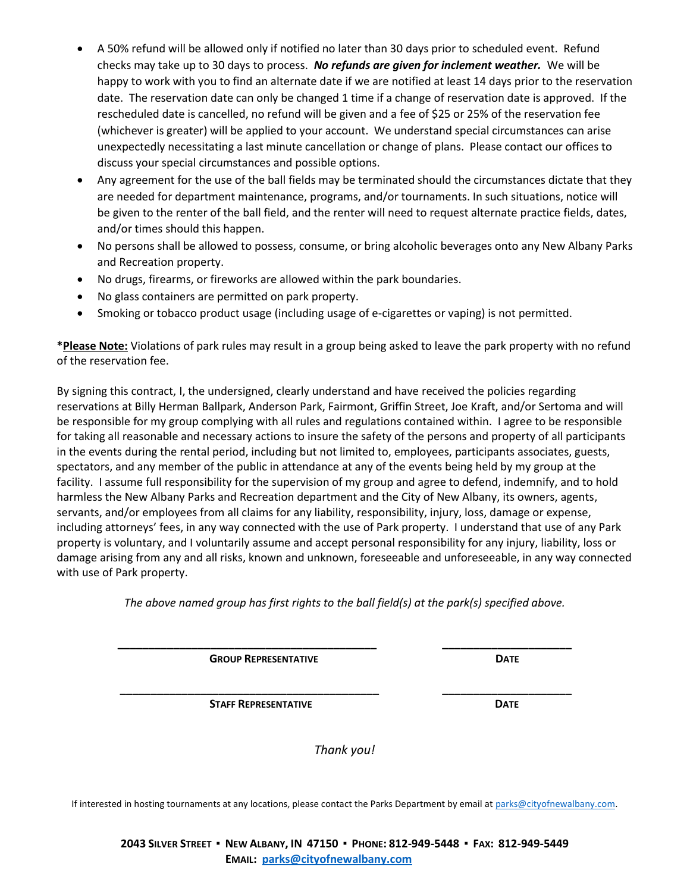- A 50% refund will be allowed only if notified no later than 30 days prior to scheduled event. Refund checks may take up to 30 days to process. ***No refunds are given for inclement weather.*** We will be happy to work with you to find an alternate date if we are notified at least 14 days prior to the reservation date. The reservation date can only be changed 1 time if a change of reservation date is approved. If the rescheduled date is cancelled, no refund will be given and a fee of $25 or 25% of the reservation fee (whichever is greater) will be applied to your account. We understand special circumstances can arise unexpectedly necessitating a last minute cancellation or change of plans. Please contact our offices to discuss your special circumstances and possible options.
- Any agreement for the use of the ball fields may be terminated should the circumstances dictate that they are needed for department maintenance, programs, and/or tournaments. In such situations, notice will be given to the renter of the ball field, and the renter will need to request alternate practice fields, dates, and/or times should this happen.
- No persons shall be allowed to possess, consume, or bring alcoholic beverages onto any New Albany Parks and Recreation property.
- No drugs, firearms, or fireworks are allowed within the park boundaries.
- No glass containers are permitted on park property.
- Smoking or tobacco product usage (including usage of e-cigarettes or vaping) is not permitted.

**\*Please Note:** Violations of park rules may result in a group being asked to leave the park property with no refund of the reservation fee.

By signing this contract, I, the undersigned, clearly understand and have received the policies regarding reservations at Billy Herman Ballpark, Anderson Park, Fairmont, Griffin Street, Joe Kraft, and/or Sertoma and will be responsible for my group complying with all rules and regulations contained within. I agree to be responsible for taking all reasonable and necessary actions to insure the safety of the persons and property of all participants in the events during the rental period, including but not limited to, employees, participants associates, guests, spectators, and any member of the public in attendance at any of the events being held by my group at the facility. I assume full responsibility for the supervision of my group and agree to defend, indemnify, and to hold harmless the New Albany Parks and Recreation department and the City of New Albany, its owners, agents, servants, and/or employees from all claims for any liability, responsibility, injury, loss, damage or expense, including attorneys' fees, in any way connected with the use of Park property. I understand that use of any Park property is voluntary, and I voluntarily assume and accept personal responsibility for any injury, liability, loss or damage arising from any and all risks, known and unknown, foreseeable and unforeseeable, in any way connected with use of Park property.

*The above named group has first rights to the ball field(s) at the park(s) specified above.*

_______________________________________ ____________________

**GROUP REPRESENTATIVE** **DATE**

_______________________________________ ____________________

**STAFF REPRESENTATIVE** **DATE**

*Thank you!*

If interested in hosting tournaments at any locations, please contact the Parks Department by email at parks@cityofnewalbany.com.

**2043 SILVER STREET ▪ NEW ALBANY, IN 47150 ▪ PHONE: 812-949-5448 ▪ FAX: 812-949-5449**
**EMAIL: parks@cityofnewalbany.com**